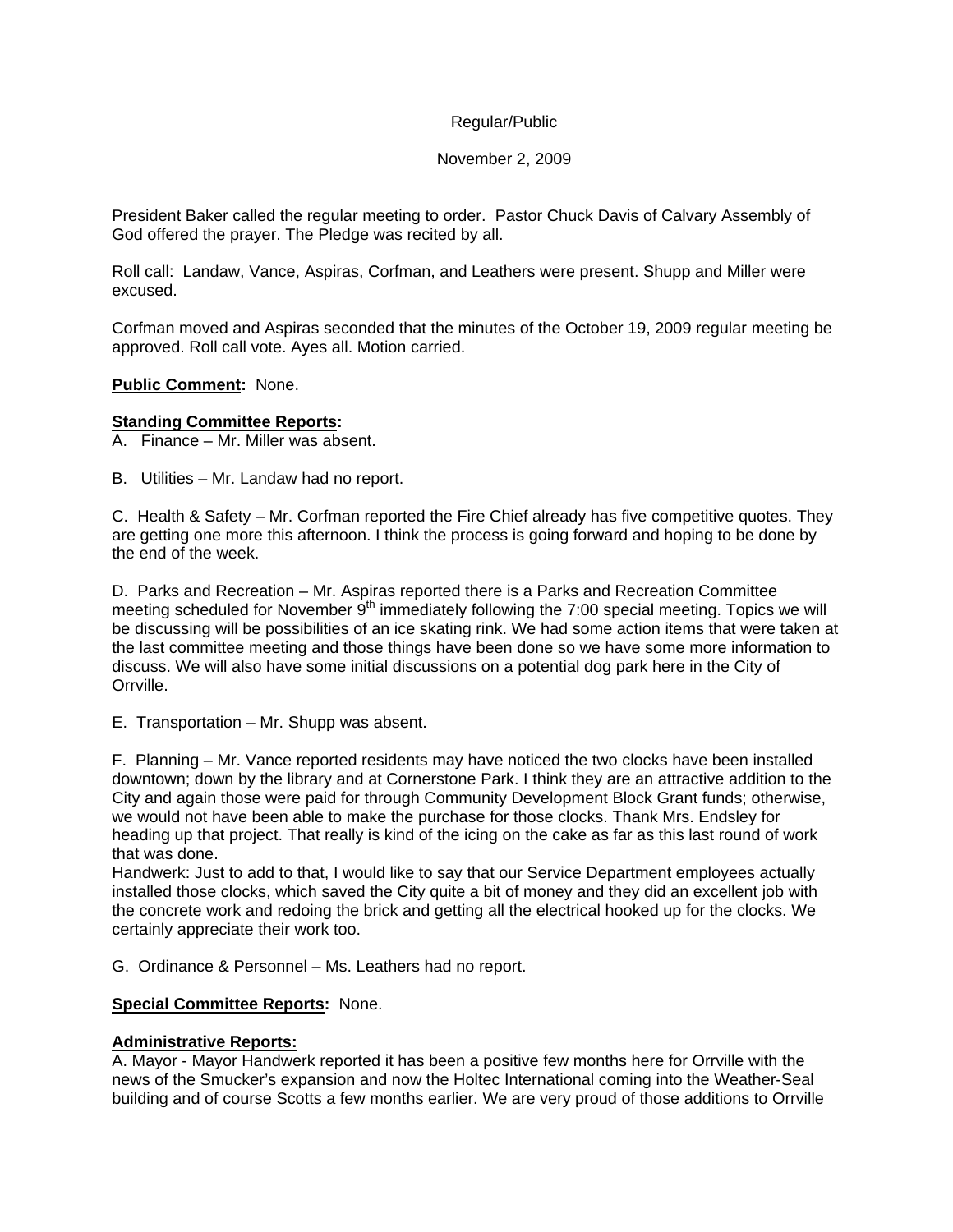Regular/Public

November 2, 2009

President Baker called the regular meeting to order. Pastor Chuck Davis of Calvary Assembly of God offered the prayer. The Pledge was recited by all.

Roll call: Landaw, Vance, Aspiras, Corfman, and Leathers were present. Shupp and Miller were excused.

Corfman moved and Aspiras seconded that the minutes of the October 19, 2009 regular meeting be approved. Roll call vote. Ayes all. Motion carried.

**<u>Public Comment</u>:** None.

**<u>Standing Committee Reports</u>:**

A. Finance – Mr. Miller was absent.

B. Utilities – Mr. Landaw had no report.

C. Health & Safety – Mr. Corfman reported the Fire Chief already has five competitive quotes. They are getting one more this afternoon. I think the process is going forward and hoping to be done by the end of the week.

D. Parks and Recreation – Mr. Aspiras reported there is a Parks and Recreation Committee meeting scheduled for November 9th immediately following the 7:00 special meeting. Topics we will be discussing will be possibilities of an ice skating rink. We had some action items that were taken at the last committee meeting and those things have been done so we have some more information to discuss. We will also have some initial discussions on a potential dog park here in the City of Orrville.

E. Transportation – Mr. Shupp was absent.

F. Planning – Mr. Vance reported residents may have noticed the two clocks have been installed downtown; down by the library and at Cornerstone Park. I think they are an attractive addition to the City and again those were paid for through Community Development Block Grant funds; otherwise, we would not have been able to make the purchase for those clocks. Thank Mrs. Endsley for heading up that project. That really is kind of the icing on the cake as far as this last round of work that was done.
Handwerk: Just to add to that, I would like to say that our Service Department employees actually installed those clocks, which saved the City quite a bit of money and they did an excellent job with the concrete work and redoing the brick and getting all the electrical hooked up for the clocks. We certainly appreciate their work too.

G. Ordinance & Personnel – Ms. Leathers had no report.

**<u>Special Committee Reports</u>:** None.

**<u>Administrative Reports</u>:**

A. Mayor - Mayor Handwerk reported it has been a positive few months here for Orrville with the news of the Smucker's expansion and now the Holtec International coming into the Weather-Seal building and of course Scotts a few months earlier. We are very proud of those additions to Orrville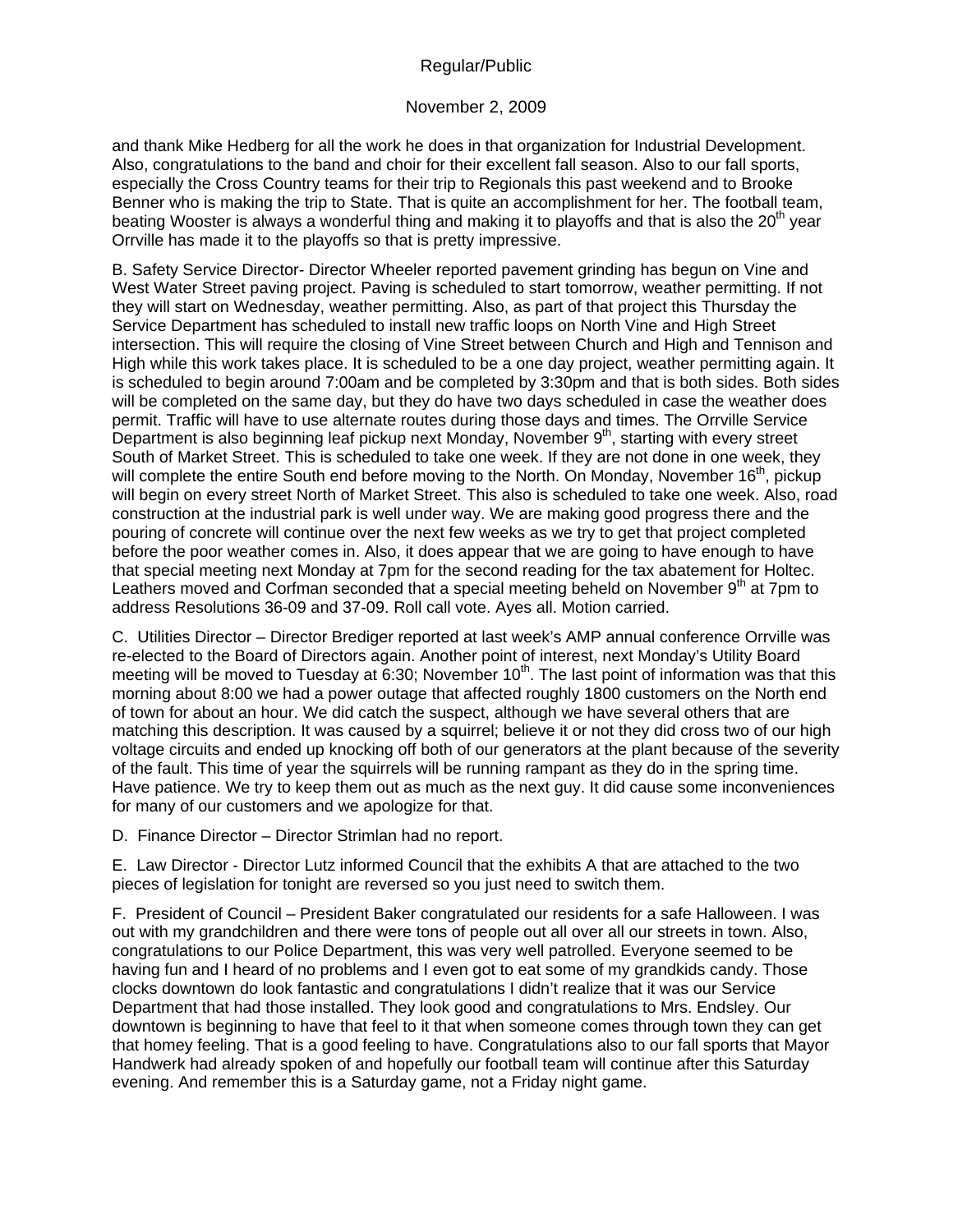and thank Mike Hedberg for all the work he does in that organization for Industrial Development. Also, congratulations to the band and choir for their excellent fall season. Also to our fall sports, especially the Cross Country teams for their trip to Regionals this past weekend and to Brooke Benner who is making the trip to State. That is quite an accomplishment for her. The football team, beating Wooster is always a wonderful thing and making it to playoffs and that is also the 20th year Orrville has made it to the playoffs so that is pretty impressive.

B. Safety Service Director- Director Wheeler reported pavement grinding has begun on Vine and West Water Street paving project. Paving is scheduled to start tomorrow, weather permitting. If not they will start on Wednesday, weather permitting. Also, as part of that project this Thursday the Service Department has scheduled to install new traffic loops on North Vine and High Street intersection. This will require the closing of Vine Street between Church and High and Tennison and High while this work takes place. It is scheduled to be a one day project, weather permitting again. It is scheduled to begin around 7:00am and be completed by 3:30pm and that is both sides. Both sides will be completed on the same day, but they do have two days scheduled in case the weather does permit. Traffic will have to use alternate routes during those days and times. The Orrville Service Department is also beginning leaf pickup next Monday, November 9th, starting with every street South of Market Street. This is scheduled to take one week. If they are not done in one week, they will complete the entire South end before moving to the North. On Monday, November 16th, pickup will begin on every street North of Market Street. This also is scheduled to take one week. Also, road construction at the industrial park is well under way. We are making good progress there and the pouring of concrete will continue over the next few weeks as we try to get that project completed before the poor weather comes in. Also, it does appear that we are going to have enough to have that special meeting next Monday at 7pm for the second reading for the tax abatement for Holtec. Leathers moved and Corfman seconded that a special meeting beheld on November 9th at 7pm to address Resolutions 36-09 and 37-09. Roll call vote. Ayes all. Motion carried.

C. Utilities Director – Director Brediger reported at last week's AMP annual conference Orrville was re-elected to the Board of Directors again. Another point of interest, next Monday's Utility Board meeting will be moved to Tuesday at 6:30; November 10th. The last point of information was that this morning about 8:00 we had a power outage that affected roughly 1800 customers on the North end of town for about an hour. We did catch the suspect, although we have several others that are matching this description. It was caused by a squirrel; believe it or not they did cross two of our high voltage circuits and ended up knocking off both of our generators at the plant because of the severity of the fault. This time of year the squirrels will be running rampant as they do in the spring time. Have patience. We try to keep them out as much as the next guy. It did cause some inconveniences for many of our customers and we apologize for that.

D. Finance Director – Director Strimlan had no report.

E. Law Director - Director Lutz informed Council that the exhibits A that are attached to the two pieces of legislation for tonight are reversed so you just need to switch them.

F. President of Council – President Baker congratulated our residents for a safe Halloween. I was out with my grandchildren and there were tons of people out all over all our streets in town. Also, congratulations to our Police Department, this was very well patrolled. Everyone seemed to be having fun and I heard of no problems and I even got to eat some of my grandkids candy. Those clocks downtown do look fantastic and congratulations I didn't realize that it was our Service Department that had those installed. They look good and congratulations to Mrs. Endsley. Our downtown is beginning to have that feel to it that when someone comes through town they can get that homey feeling. That is a good feeling to have. Congratulations also to our fall sports that Mayor Handwerk had already spoken of and hopefully our football team will continue after this Saturday evening. And remember this is a Saturday game, not a Friday night game.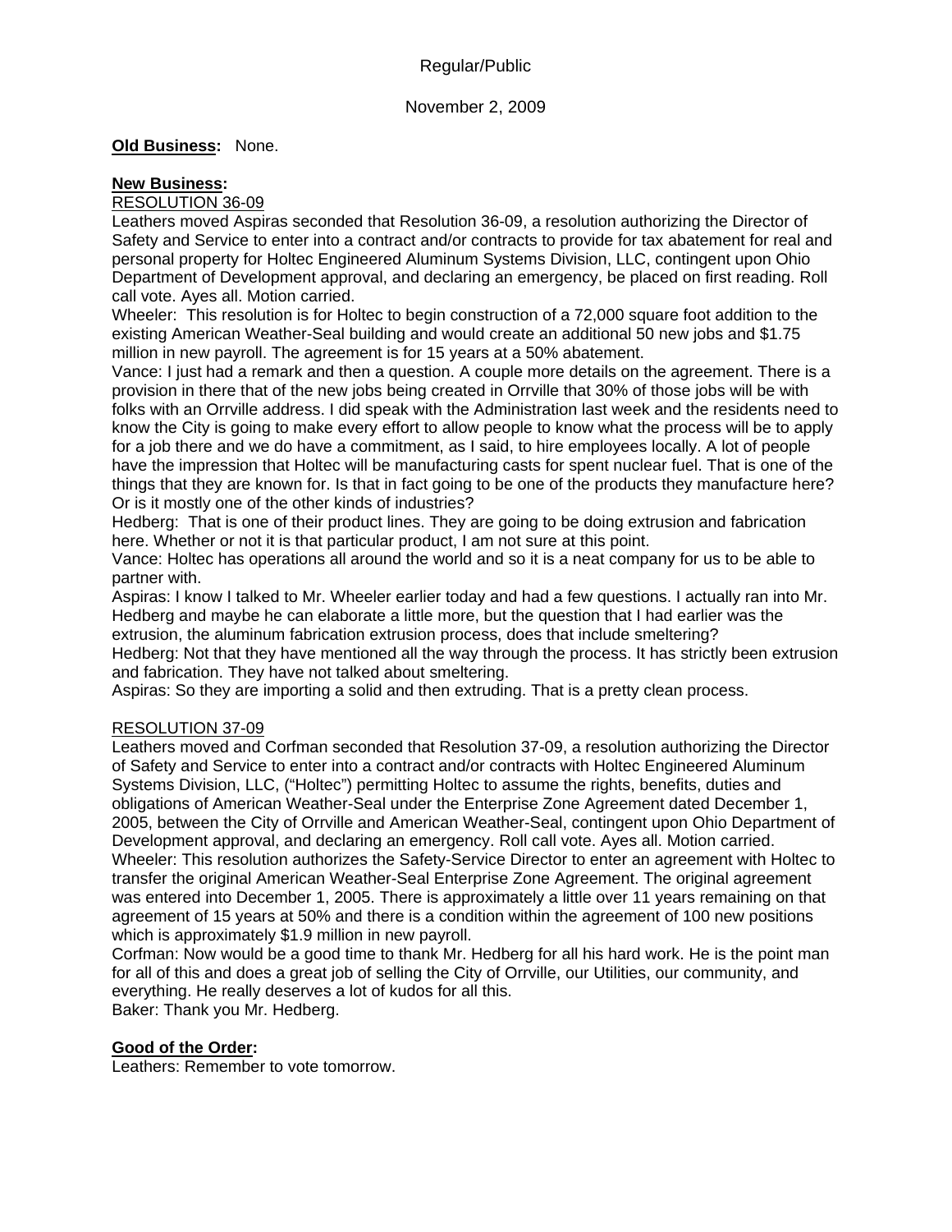Regular/Public

November 2, 2009

**Old Business:** None.

**New Business:**

RESOLUTION 36-09

Leathers moved Aspiras seconded that Resolution 36-09, a resolution authorizing the Director of Safety and Service to enter into a contract and/or contracts to provide for tax abatement for real and personal property for Holtec Engineered Aluminum Systems Division, LLC, contingent upon Ohio Department of Development approval, and declaring an emergency, be placed on first reading. Roll call vote. Ayes all. Motion carried.

Wheeler: This resolution is for Holtec to begin construction of a 72,000 square foot addition to the existing American Weather-Seal building and would create an additional 50 new jobs and $1.75 million in new payroll. The agreement is for 15 years at a 50% abatement.

Vance: I just had a remark and then a question. A couple more details on the agreement. There is a provision in there that of the new jobs being created in Orrville that 30% of those jobs will be with folks with an Orrville address. I did speak with the Administration last week and the residents need to know the City is going to make every effort to allow people to know what the process will be to apply for a job there and we do have a commitment, as I said, to hire employees locally. A lot of people have the impression that Holtec will be manufacturing casts for spent nuclear fuel. That is one of the things that they are known for. Is that in fact going to be one of the products they manufacture here? Or is it mostly one of the other kinds of industries?

Hedberg: That is one of their product lines. They are going to be doing extrusion and fabrication here. Whether or not it is that particular product, I am not sure at this point.

Vance: Holtec has operations all around the world and so it is a neat company for us to be able to partner with.

Aspiras: I know I talked to Mr. Wheeler earlier today and had a few questions. I actually ran into Mr. Hedberg and maybe he can elaborate a little more, but the question that I had earlier was the extrusion, the aluminum fabrication extrusion process, does that include smeltering?

Hedberg: Not that they have mentioned all the way through the process. It has strictly been extrusion and fabrication. They have not talked about smeltering.

Aspiras: So they are importing a solid and then extruding. That is a pretty clean process.

RESOLUTION 37-09

Leathers moved and Corfman seconded that Resolution 37-09, a resolution authorizing the Director of Safety and Service to enter into a contract and/or contracts with Holtec Engineered Aluminum Systems Division, LLC, ("Holtec") permitting Holtec to assume the rights, benefits, duties and obligations of American Weather-Seal under the Enterprise Zone Agreement dated December 1, 2005, between the City of Orrville and American Weather-Seal, contingent upon Ohio Department of Development approval, and declaring an emergency. Roll call vote. Ayes all. Motion carried.

Wheeler: This resolution authorizes the Safety-Service Director to enter an agreement with Holtec to transfer the original American Weather-Seal Enterprise Zone Agreement. The original agreement was entered into December 1, 2005. There is approximately a little over 11 years remaining on that agreement of 15 years at 50% and there is a condition within the agreement of 100 new positions which is approximately $1.9 million in new payroll.

Corfman: Now would be a good time to thank Mr. Hedberg for all his hard work. He is the point man for all of this and does a great job of selling the City of Orrville, our Utilities, our community, and everything. He really deserves a lot of kudos for all this.

Baker: Thank you Mr. Hedberg.

**Good of the Order:**

Leathers: Remember to vote tomorrow.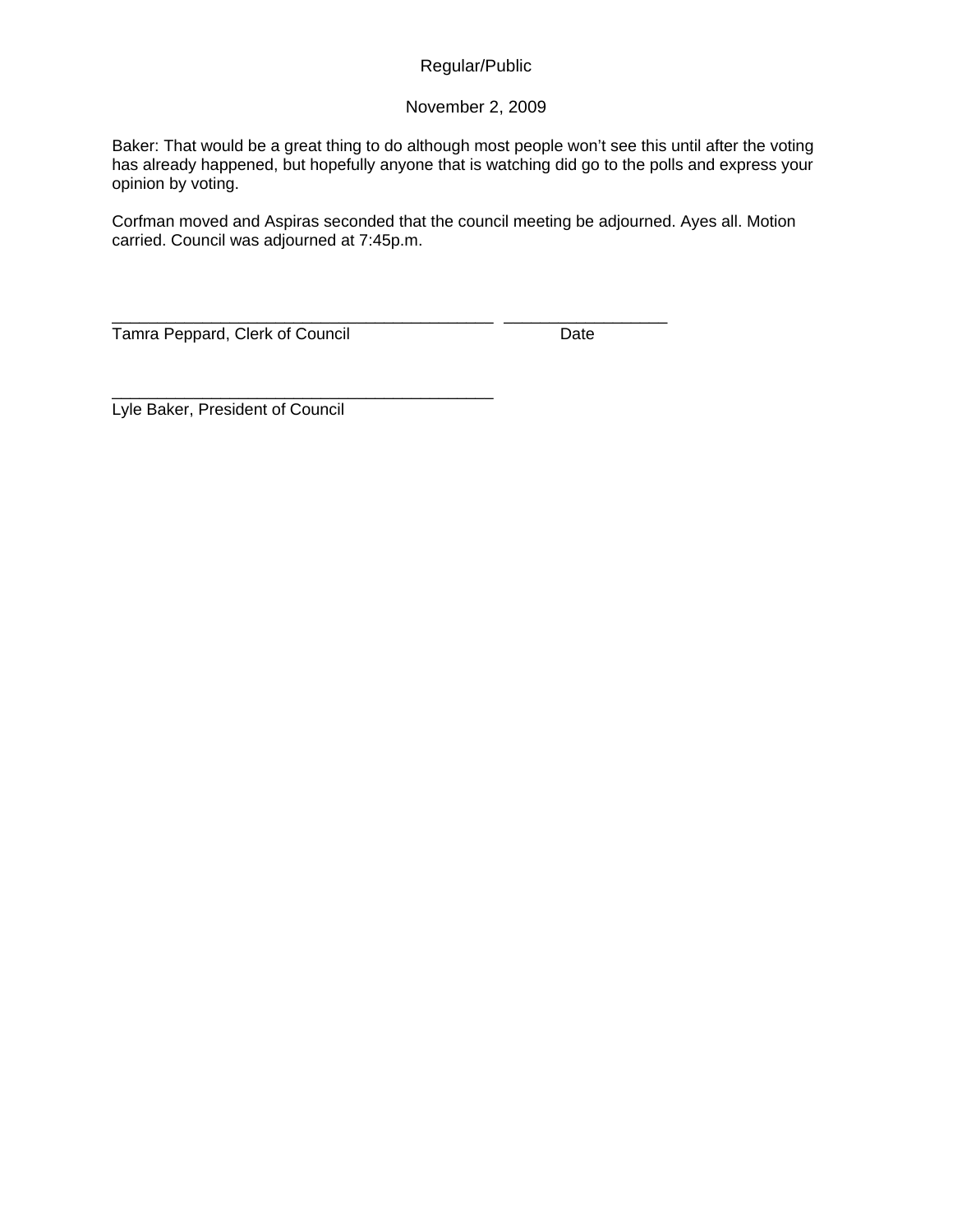Baker: That would be a great thing to do although most people won't see this until after the voting has already happened, but hopefully anyone that is watching did go to the polls and express your opinion by voting.

Corfman moved and Aspiras seconded that the council meeting be adjourned. Ayes all. Motion carried. Council was adjourned at 7:45p.m.

\_\_\_\_\_\_\_\_\_\_\_\_\_\_\_\_\_\_\_\_\_\_\_\_\_\_\_\_\_\_\_\_\_\_\_\_\_\_\_\_\_\_ \_\_\_\_\_\_\_\_\_\_\_\_\_\_\_\_\_\_
Tamra Peppard, Clerk of Council Date

\_\_\_\_\_\_\_\_\_\_\_\_\_\_\_\_\_\_\_\_\_\_\_\_\_\_\_\_\_\_\_\_\_\_\_\_\_\_\_\_\_\_
Lyle Baker, President of Council